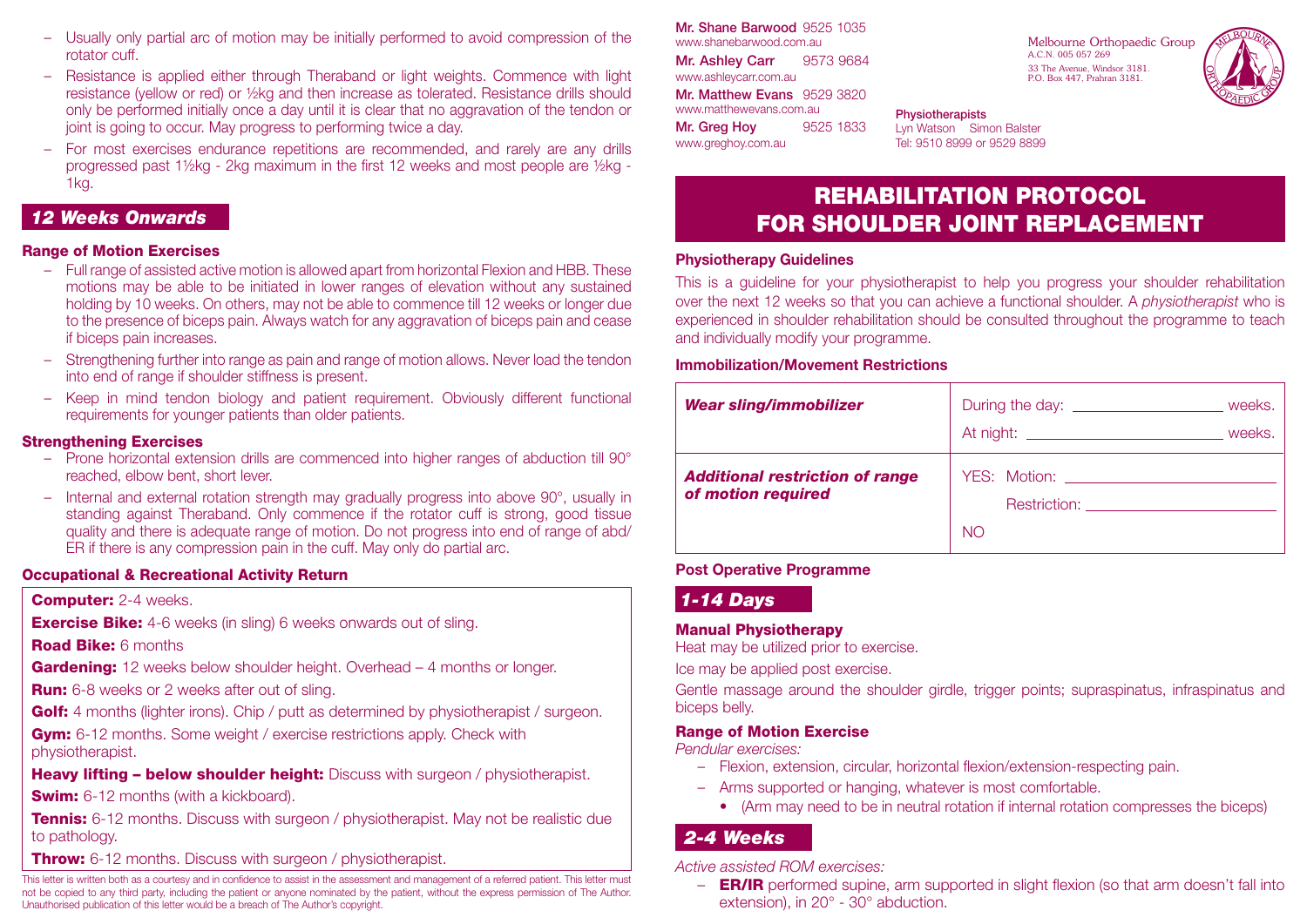Mr. Shane Barwood 9525 1035
www.shanebarwood.com.au

Mr. Ashley Carr 9573 9684
www.ashleycarr.com.au

Mr. Matthew Evans 9529 3820
www.matthewevans.com.au

Mr. Greg Hoy 9525 1833
www.greghoy.com.au

**Physiotherapists**
Lyn Watson Simon Balster
Tel: 9510 8999 or 9529 8899

Melbourne Orthopaedic Group
A.C.N. 005 057 269
33 The Avenue, Windsor 3181.
P.O. Box 447, Prahran 3181.

# REHABILITATION PROTOCOL FOR SHOULDER JOINT REPLACEMENT

### Physiotherapy Guidelines

This is a guideline for your physiotherapist to help you progress your shoulder rehabilitation over the next 12 weeks so that you can achieve a functional shoulder. A *physiotherapist* who is experienced in shoulder rehabilitation should be consulted throughout the programme to teach and individually modify your programme.

### Immobilization/Movement Restrictions

| | |
|---|---|
| ***Wear sling/immobilizer*** | During the day: ________________ weeks.<br>At night: ______________________ weeks. |
| ***Additional restriction of range of motion required*** | YES: Motion: ____________________<br>Restriction: ____________________<br>NO |

### Post Operative Programme

## *1-14 Days*

### Manual Physiotherapy

Heat may be utilized prior to exercise.

Ice may be applied post exercise.

Gentle massage around the shoulder girdle, trigger points; supraspinatus, infraspinatus and biceps belly.

### Range of Motion Exercise

*Pendular exercises:*

- Flexion, extension, circular, horizontal flexion/extension-respecting pain.
- Arms supported or hanging, whatever is most comfortable.
  - (Arm may need to be in neutral rotation if internal rotation compresses the biceps)

## *2-4 Weeks*

*Active assisted ROM exercises:*

- **ER/IR** performed supine, arm supported in slight flexion (so that arm doesn't fall into extension), in 20° - 30° abduction.

- Usually only partial arc of motion may be initially performed to avoid compression of the rotator cuff.
- Resistance is applied either through Theraband or light weights. Commence with light resistance (yellow or red) or ½kg and then increase as tolerated. Resistance drills should only be performed initially once a day until it is clear that no aggravation of the tendon or joint is going to occur. May progress to performing twice a day.
- For most exercises endurance repetitions are recommended, and rarely are any drills progressed past 1½kg - 2kg maximum in the first 12 weeks and most people are ½kg - 1kg.

## *12 Weeks Onwards*

### Range of Motion Exercises

- Full range of assisted active motion is allowed apart from horizontal Flexion and HBB. These motions may be able to be initiated in lower ranges of elevation without any sustained holding by 10 weeks. On others, may not be able to commence till 12 weeks or longer due to the presence of biceps pain. Always watch for any aggravation of biceps pain and cease if biceps pain increases.
- Strengthening further into range as pain and range of motion allows. Never load the tendon into end of range if shoulder stiffness is present.
- Keep in mind tendon biology and patient requirement. Obviously different functional requirements for younger patients than older patients.

### Strengthening Exercises

- Prone horizontal extension drills are commenced into higher ranges of abduction till 90° reached, elbow bent, short lever.
- Internal and external rotation strength may gradually progress into above 90°, usually in standing against Theraband. Only commence if the rotator cuff is strong, good tissue quality and there is adequate range of motion. Do not progress into end of range of abd/ER if there is any compression pain in the cuff. May only do partial arc.

### Occupational & Recreational Activity Return

**Computer:** 2-4 weeks.

**Exercise Bike:** 4-6 weeks (in sling) 6 weeks onwards out of sling.

**Road Bike:** 6 months

**Gardening:** 12 weeks below shoulder height. Overhead – 4 months or longer.

**Run:** 6-8 weeks or 2 weeks after out of sling.

**Golf:** 4 months (lighter irons). Chip / putt as determined by physiotherapist / surgeon.

**Gym:** 6-12 months. Some weight / exercise restrictions apply. Check with physiotherapist.

**Heavy lifting – below shoulder height:** Discuss with surgeon / physiotherapist.

**Swim:** 6-12 months (with a kickboard).

**Tennis:** 6-12 months. Discuss with surgeon / physiotherapist. May not be realistic due to pathology.

**Throw:** 6-12 months. Discuss with surgeon / physiotherapist.

This letter is written both as a courtesy and in confidence to assist in the assessment and management of a referred patient. This letter must not be copied to any third party, including the patient or anyone nominated by the patient, without the express permission of The Author. Unauthorised publication of this letter would be a breach of The Author's copyright.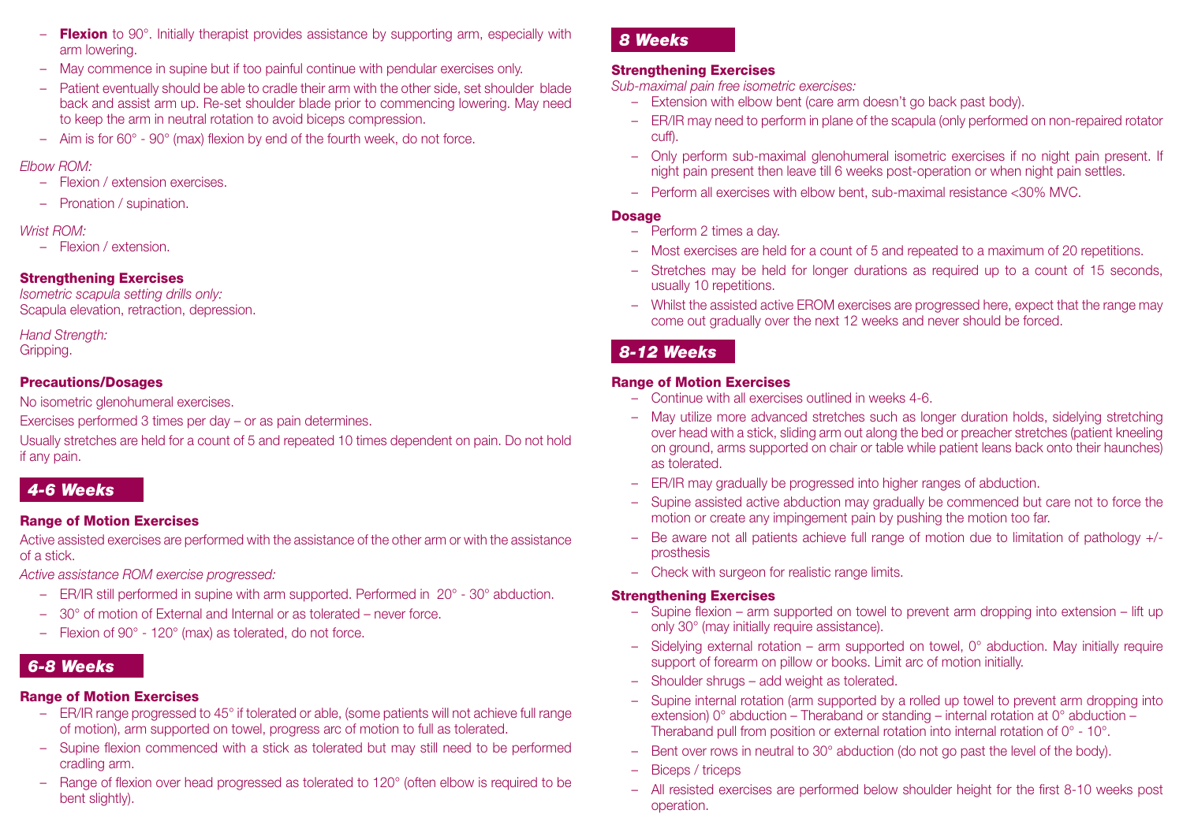- **Flexion** to 90°. Initially therapist provides assistance by supporting arm, especially with arm lowering.
- May commence in supine but if too painful continue with pendular exercises only.
- Patient eventually should be able to cradle their arm with the other side, set shoulder blade back and assist arm up. Re-set shoulder blade prior to commencing lowering. May need to keep the arm in neutral rotation to avoid biceps compression.
- Aim is for 60° - 90° (max) flexion by end of the fourth week, do not force.

*Elbow ROM:*

- Flexion / extension exercises.
- Pronation / supination.

*Wrist ROM:*

- Flexion / extension.

### Strengthening Exercises

*Isometric scapula setting drills only:*
Scapula elevation, retraction, depression.

*Hand Strength:*
Gripping.

### Precautions/Dosages

No isometric glenohumeral exercises.

Exercises performed 3 times per day – or as pain determines.

Usually stretches are held for a count of 5 and repeated 10 times dependent on pain. Do not hold if any pain.

## *4-6 Weeks*

### Range of Motion Exercises

Active assisted exercises are performed with the assistance of the other arm or with the assistance of a stick.

*Active assistance ROM exercise progressed:*

- ER/IR still performed in supine with arm supported. Performed in 20° - 30° abduction.
- 30° of motion of External and Internal or as tolerated – never force.
- Flexion of 90° - 120° (max) as tolerated, do not force.

## *6-8 Weeks*

### Range of Motion Exercises

- ER/IR range progressed to 45° if tolerated or able, (some patients will not achieve full range of motion), arm supported on towel, progress arc of motion to full as tolerated.
- Supine flexion commenced with a stick as tolerated but may still need to be performed cradling arm.
- Range of flexion over head progressed as tolerated to 120° (often elbow is required to be bent slightly).

## *8 Weeks*

### Strengthening Exercises

*Sub-maximal pain free isometric exercises:*

- Extension with elbow bent (care arm doesn't go back past body).
- ER/IR may need to perform in plane of the scapula (only performed on non-repaired rotator cuff).
- Only perform sub-maximal glenohumeral isometric exercises if no night pain present. If night pain present then leave till 6 weeks post-operation or when night pain settles.
- Perform all exercises with elbow bent, sub-maximal resistance <30% MVC.

### Dosage

- Perform 2 times a day.
- Most exercises are held for a count of 5 and repeated to a maximum of 20 repetitions.
- Stretches may be held for longer durations as required up to a count of 15 seconds, usually 10 repetitions.
- Whilst the assisted active EROM exercises are progressed here, expect that the range may come out gradually over the next 12 weeks and never should be forced.

## *8-12 Weeks*

### Range of Motion Exercises

- Continue with all exercises outlined in weeks 4-6.
- May utilize more advanced stretches such as longer duration holds, sidelying stretching over head with a stick, sliding arm out along the bed or preacher stretches (patient kneeling on ground, arms supported on chair or table while patient leans back onto their haunches) as tolerated.
- ER/IR may gradually be progressed into higher ranges of abduction.
- Supine assisted active abduction may gradually be commenced but care not to force the motion or create any impingement pain by pushing the motion too far.
- Be aware not all patients achieve full range of motion due to limitation of pathology +/- prosthesis
- Check with surgeon for realistic range limits.

### Strengthening Exercises

- Supine flexion – arm supported on towel to prevent arm dropping into extension – lift up only 30° (may initially require assistance).
- Sidelying external rotation – arm supported on towel, 0° abduction. May initially require support of forearm on pillow or books. Limit arc of motion initially.
- Shoulder shrugs – add weight as tolerated.
- Supine internal rotation (arm supported by a rolled up towel to prevent arm dropping into extension) 0° abduction – Theraband or standing – internal rotation at 0° abduction – Theraband pull from position or external rotation into internal rotation of 0° - 10°.
- Bent over rows in neutral to 30° abduction (do not go past the level of the body).
- Biceps / triceps
- All resisted exercises are performed below shoulder height for the first 8-10 weeks post operation.